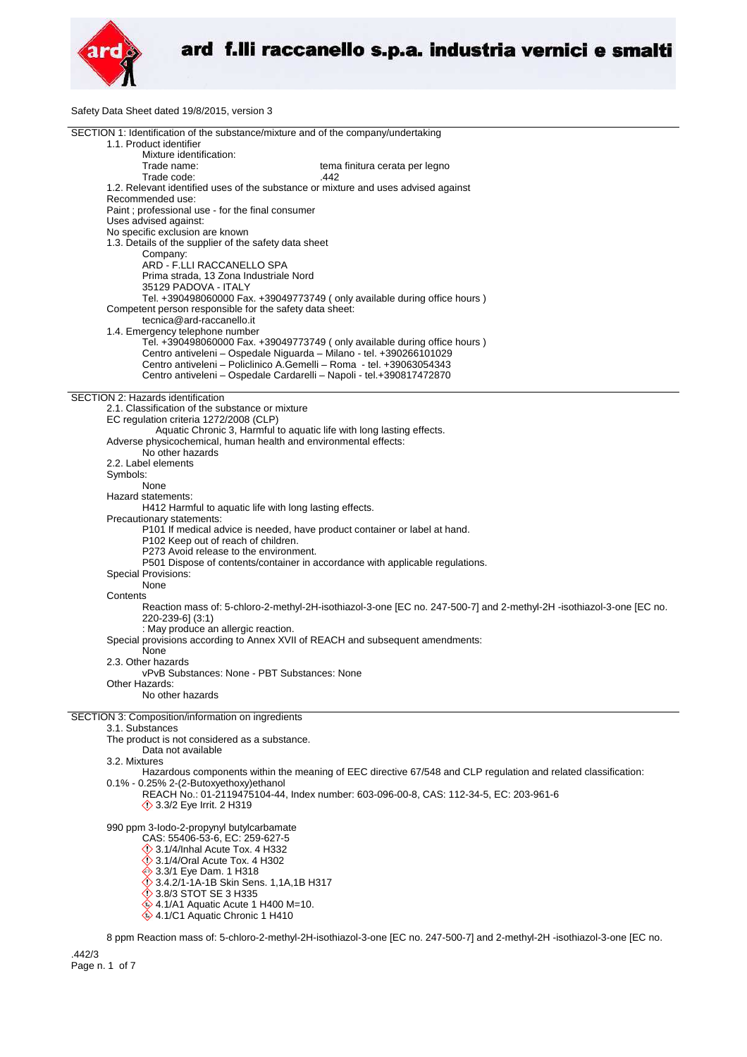# ard f.lli raccanello s.p.a. industria vernici e smalti

Safety Data Sheet dated 19/8/2015, version 3

## SECTION 1: Identification of the substance/mixture and of the company/undertaking

1.1. Product identifier

Mixture identification:

Trade name: tema finitura cerata per legno

Trade code: .442

1.2. Relevant identified uses of the substance or mixture and uses advised against

Recommended use:

Paint ; professional use - for the final consumer

Uses advised against:

No specific exclusion are known

1.3. Details of the supplier of the safety data sheet

Company:

ARD - F.LLI RACCANELLO SPA
Prima strada, 13 Zona Industriale Nord
35129 PADOVA - ITALY
Tel. +390498060000 Fax. +39049773749 ( only available during office hours )

Competent person responsible for the safety data sheet:

tecnica@ard-raccanello.it

1.4. Emergency telephone number

Tel. +390498060000 Fax. +39049773749 ( only available during office hours )
Centro antiveleni – Ospedale Niguarda – Milano - tel. +390266101029
Centro antiveleni – Policlinico A.Gemelli – Roma - tel. +39063054343
Centro antiveleni – Ospedale Cardarelli – Napoli - tel.+390817472870

## SECTION 2: Hazards identification

2.1. Classification of the substance or mixture

EC regulation criteria 1272/2008 (CLP)

Aquatic Chronic 3, Harmful to aquatic life with long lasting effects.

Adverse physicochemical, human health and environmental effects:

No other hazards

2.2. Label elements

Symbols:

None

Hazard statements:

H412 Harmful to aquatic life with long lasting effects.

Precautionary statements:

P101 If medical advice is needed, have product container or label at hand.
P102 Keep out of reach of children.
P273 Avoid release to the environment.
P501 Dispose of contents/container in accordance with applicable regulations.

Special Provisions:

None

Contents

Reaction mass of: 5-chloro-2-methyl-2H-isothiazol-3-one [EC no. 247-500-7] and 2-methyl-2H -isothiazol-3-one [EC no. 220-239-6] (3:1)
: May produce an allergic reaction.

Special provisions according to Annex XVII of REACH and subsequent amendments:

None

2.3. Other hazards

vPvB Substances: None - PBT Substances: None

Other Hazards:

No other hazards

## SECTION 3: Composition/information on ingredients

3.1. Substances

The product is not considered as a substance.

Data not available

3.2. Mixtures

Hazardous components within the meaning of EEC directive 67/548 and CLP regulation and related classification:

0.1% - 0.25% 2-(2-Butoxyethoxy)ethanol

REACH No.: 01-2119475104-44, Index number: 603-096-00-8, CAS: 112-34-5, EC: 203-961-6
3.3/2 Eye Irrit. 2 H319

990 ppm 3-Iodo-2-propynyl butylcarbamate

CAS: 55406-53-6, EC: 259-627-5
3.1/4/Inhal Acute Tox. 4 H332
3.1/4/Oral Acute Tox. 4 H302
3.3/1 Eye Dam. 1 H318
3.4.2/1-1A-1B Skin Sens. 1,1A,1B H317
3.8/3 STOT SE 3 H335
4.1/A1 Aquatic Acute 1 H400 M=10.
4.1/C1 Aquatic Chronic 1 H410

8 ppm Reaction mass of: 5-chloro-2-methyl-2H-isothiazol-3-one [EC no. 247-500-7] and 2-methyl-2H -isothiazol-3-one [EC no.

.442/3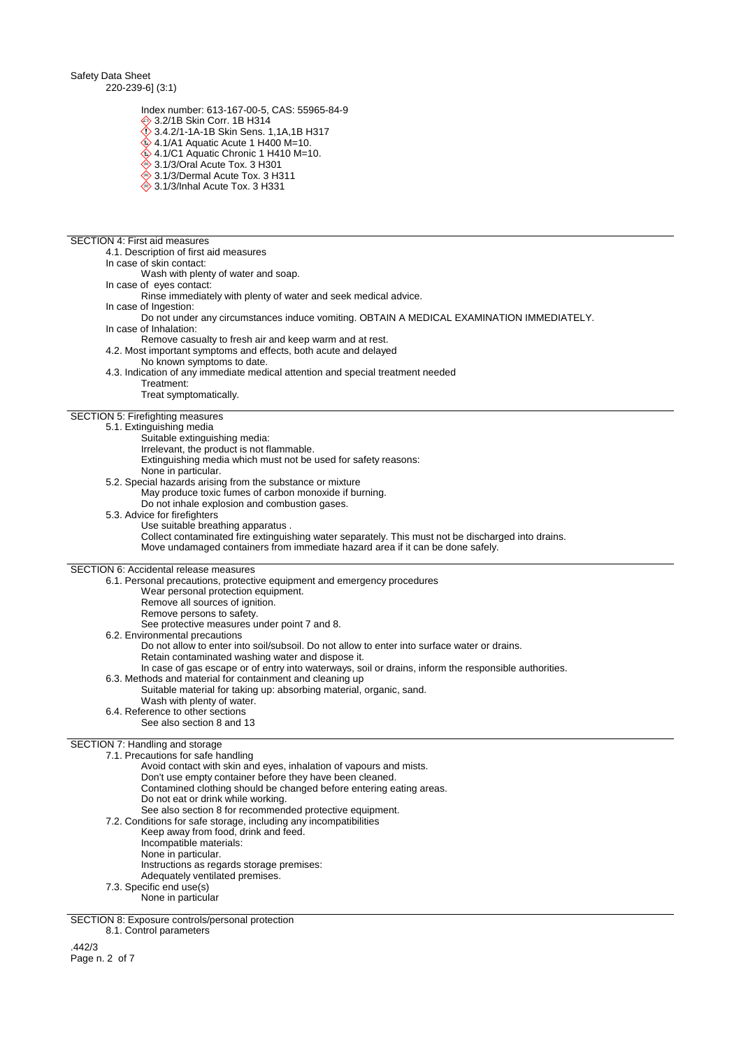220-239-6] (3:1)

Index number: 613-167-00-5, CAS: 55965-84-9

- 3.2/1B Skin Corr. 1B H314
- 3.4.2/1-1A-1B Skin Sens. 1,1A,1B H317
- 4.1/A1 Aquatic Acute 1 H400 M=10.
- 4.1/C1 Aquatic Chronic 1 H410 M=10.
- 3.1/3/Oral Acute Tox. 3 H301
- 3.1/3/Dermal Acute Tox. 3 H311
- 3.1/3/Inhal Acute Tox. 3 H331

## SECTION 4: First aid measures

4.1. Description of first aid measures

In case of skin contact:

Wash with plenty of water and soap.

In case of eyes contact:

Rinse immediately with plenty of water and seek medical advice.

In case of Ingestion:

Do not under any circumstances induce vomiting. OBTAIN A MEDICAL EXAMINATION IMMEDIATELY.

In case of Inhalation:

Remove casualty to fresh air and keep warm and at rest.

4.2. Most important symptoms and effects, both acute and delayed

No known symptoms to date.

4.3. Indication of any immediate medical attention and special treatment needed

Treatment:

Treat symptomatically.

## SECTION 5: Firefighting measures

5.1. Extinguishing media

Suitable extinguishing media:

Irrelevant, the product is not flammable.

Extinguishing media which must not be used for safety reasons:

None in particular.

5.2. Special hazards arising from the substance or mixture

May produce toxic fumes of carbon monoxide if burning.

Do not inhale explosion and combustion gases.

5.3. Advice for firefighters

Use suitable breathing apparatus .

Collect contaminated fire extinguishing water separately. This must not be discharged into drains.

Move undamaged containers from immediate hazard area if it can be done safely.

## SECTION 6: Accidental release measures

6.1. Personal precautions, protective equipment and emergency procedures

Wear personal protection equipment.

Remove all sources of ignition.

Remove persons to safety.

See protective measures under point 7 and 8.

6.2. Environmental precautions

Do not allow to enter into soil/subsoil. Do not allow to enter into surface water or drains.

Retain contaminated washing water and dispose it.

In case of gas escape or of entry into waterways, soil or drains, inform the responsible authorities.

6.3. Methods and material for containment and cleaning up

Suitable material for taking up: absorbing material, organic, sand.

Wash with plenty of water.

6.4. Reference to other sections

See also section 8 and 13

## SECTION 7: Handling and storage

7.1. Precautions for safe handling

Avoid contact with skin and eyes, inhalation of vapours and mists.

Don't use empty container before they have been cleaned.

Contamined clothing should be changed before entering eating areas.

Do not eat or drink while working.

See also section 8 for recommended protective equipment.

7.2. Conditions for safe storage, including any incompatibilities

Keep away from food, drink and feed.

Incompatible materials:

None in particular.

Instructions as regards storage premises:

Adequately ventilated premises.

7.3. Specific end use(s)

None in particular

## SECTION 8: Exposure controls/personal protection

8.1. Control parameters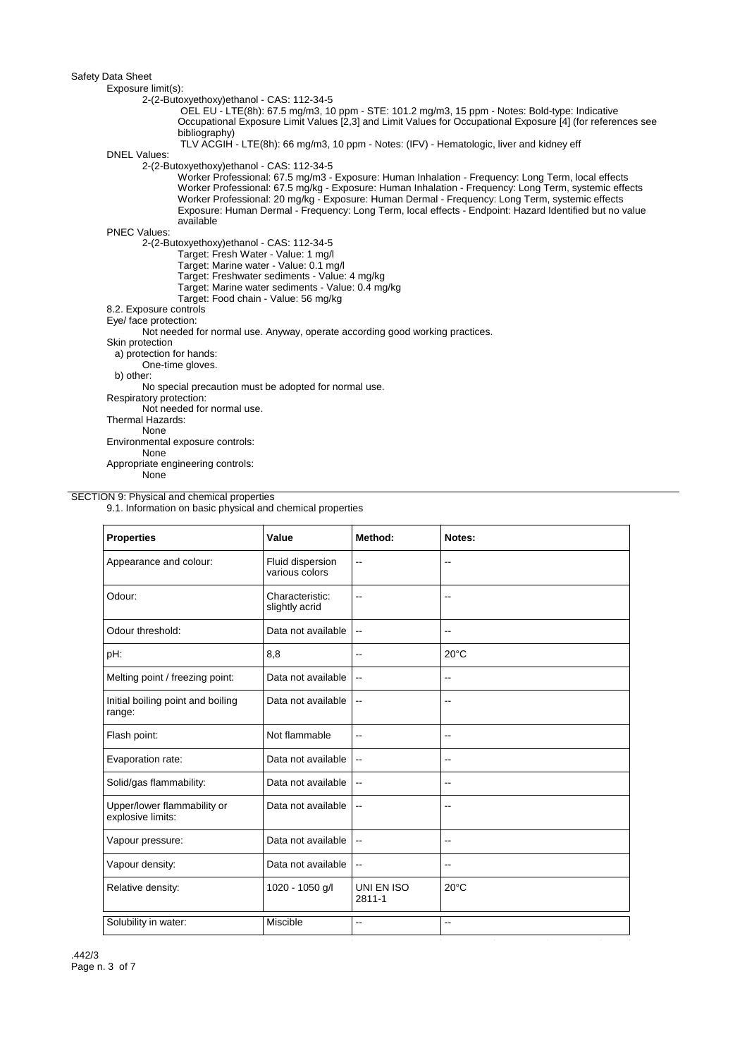Exposure limit(s):

2-(2-Butoxyethoxy)ethanol - CAS: 112-34-5

OEL EU - LTE(8h): 67.5 mg/m3, 10 ppm - STE: 101.2 mg/m3, 15 ppm - Notes: Bold-type: Indicative Occupational Exposure Limit Values [2,3] and Limit Values for Occupational Exposure [4] (for references see bibliography)

TLV ACGIH - LTE(8h): 66 mg/m3, 10 ppm - Notes: (IFV) - Hematologic, liver and kidney eff

DNEL Values:

2-(2-Butoxyethoxy)ethanol - CAS: 112-34-5

Worker Professional: 67.5 mg/m3 - Exposure: Human Inhalation - Frequency: Long Term, local effects
Worker Professional: 67.5 mg/kg - Exposure: Human Inhalation - Frequency: Long Term, systemic effects
Worker Professional: 20 mg/kg - Exposure: Human Dermal - Frequency: Long Term, systemic effects
Exposure: Human Dermal - Frequency: Long Term, local effects - Endpoint: Hazard Identified but no value available

PNEC Values:

2-(2-Butoxyethoxy)ethanol - CAS: 112-34-5

Target: Fresh Water - Value: 1 mg/l
Target: Marine water - Value: 0.1 mg/l
Target: Freshwater sediments - Value: 4 mg/kg
Target: Marine water sediments - Value: 0.4 mg/kg
Target: Food chain - Value: 56 mg/kg

8.2. Exposure controls

Eye/ face protection:

Not needed for normal use. Anyway, operate according good working practices.

Skin protection

a) protection for hands:

One-time gloves.

b) other:

No special precaution must be adopted for normal use.

Respiratory protection:

Not needed for normal use.

Thermal Hazards:

None

Environmental exposure controls:

None

Appropriate engineering controls:

None

## SECTION 9: Physical and chemical properties

9.1. Information on basic physical and chemical properties

| Properties | Value | Method: | Notes: |
|---|---|---|---|
| Appearance and colour: | Fluid dispersion various colors | -- | -- |
| Odour: | Characteristic: slightly acrid | -- | -- |
| Odour threshold: | Data not available | -- | -- |
| pH: | 8,8 | -- | 20°C |
| Melting point / freezing point: | Data not available | -- | -- |
| Initial boiling point and boiling range: | Data not available | -- | -- |
| Flash point: | Not flammable | -- | -- |
| Evaporation rate: | Data not available | -- | -- |
| Solid/gas flammability: | Data not available | -- | -- |
| Upper/lower flammability or explosive limits: | Data not available | -- | -- |
| Vapour pressure: | Data not available | -- | -- |
| Vapour density: | Data not available | -- | -- |
| Relative density: | 1020 - 1050 g/l | UNI EN ISO 2811-1 | 20°C |
| Solubility in water: | Miscible | -- | -- |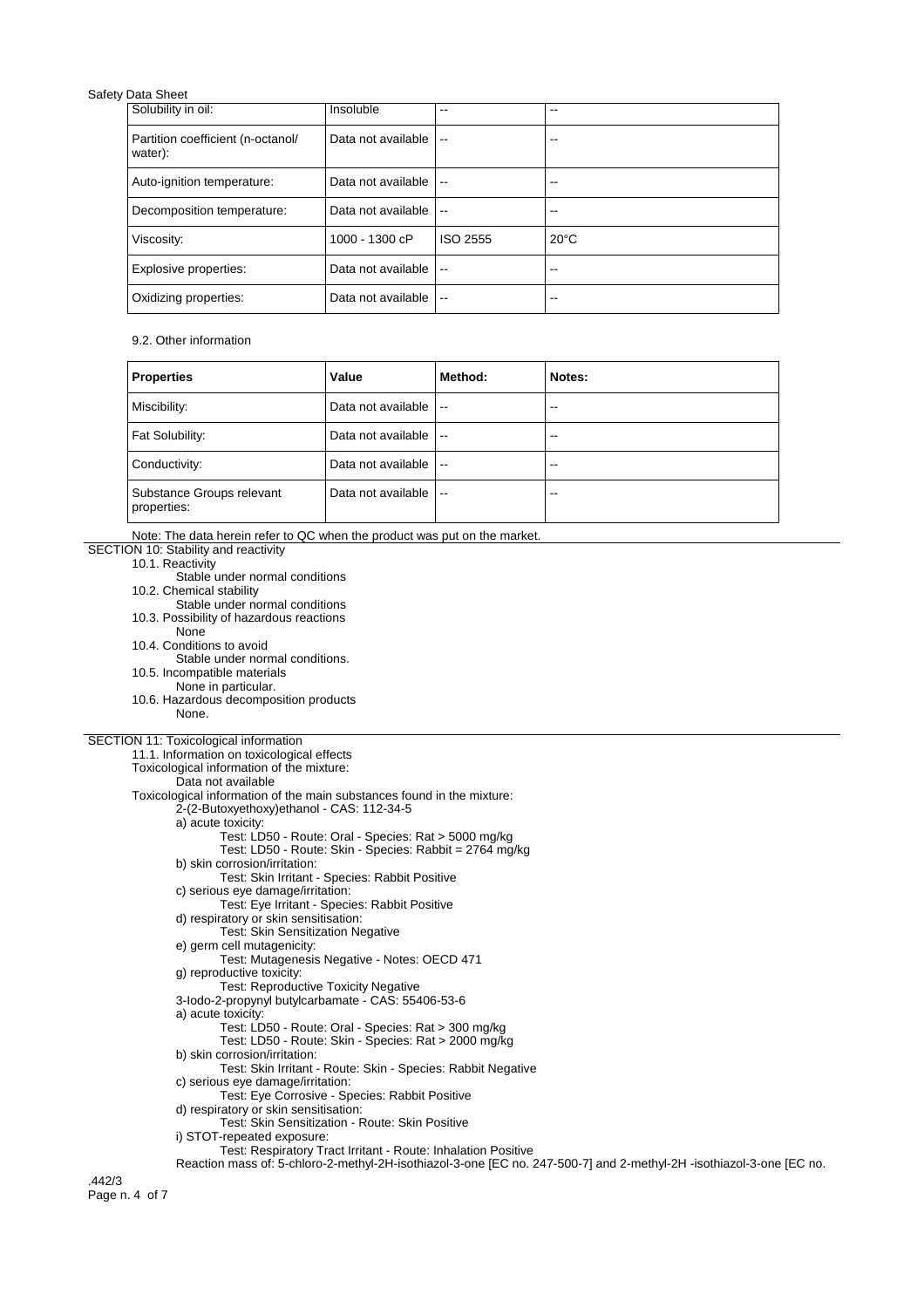| Solubility in oil: | Insoluble | -- | -- |
|---|---|---|---|
| Partition coefficient (n-octanol/ water): | Data not available | -- | -- |
| Auto-ignition temperature: | Data not available | -- | -- |
| Decomposition temperature: | Data not available | -- | -- |
| Viscosity: | 1000 - 1300 cP | ISO 2555 | 20°C |
| Explosive properties: | Data not available | -- | -- |
| Oxidizing properties: | Data not available | -- | -- |

9.2. Other information

| **Properties** | **Value** | **Method:** | **Notes:** |
|---|---|---|---|
| Miscibility: | Data not available | -- | -- |
| Fat Solubility: | Data not available | -- | -- |
| Conductivity: | Data not available | -- | -- |
| Substance Groups relevant properties: | Data not available | -- | -- |

Note: The data herein refer to QC when the product was put on the market.

## SECTION 10: Stability and reactivity

10.1. Reactivity
Stable under normal conditions

10.2. Chemical stability
Stable under normal conditions

10.3. Possibility of hazardous reactions
None

10.4. Conditions to avoid
Stable under normal conditions.

10.5. Incompatible materials
None in particular.

10.6. Hazardous decomposition products
None.

## SECTION 11: Toxicological information

11.1. Information on toxicological effects

Toxicological information of the mixture:
Data not available

Toxicological information of the main substances found in the mixture:

2-(2-Butoxyethoxy)ethanol - CAS: 112-34-5

a) acute toxicity:
Test: LD50 - Route: Oral - Species: Rat > 5000 mg/kg
Test: LD50 - Route: Skin - Species: Rabbit = 2764 mg/kg

b) skin corrosion/irritation:
Test: Skin Irritant - Species: Rabbit Positive

c) serious eye damage/irritation:
Test: Eye Irritant - Species: Rabbit Positive

d) respiratory or skin sensitisation:
Test: Skin Sensitization Negative

e) germ cell mutagenicity:
Test: Mutagenesis Negative - Notes: OECD 471

g) reproductive toxicity:
Test: Reproductive Toxicity Negative

3-Iodo-2-propynyl butylcarbamate - CAS: 55406-53-6

a) acute toxicity:
Test: LD50 - Route: Oral - Species: Rat > 300 mg/kg
Test: LD50 - Route: Skin - Species: Rat > 2000 mg/kg

b) skin corrosion/irritation:
Test: Skin Irritant - Route: Skin - Species: Rabbit Negative

c) serious eye damage/irritation:
Test: Eye Corrosive - Species: Rabbit Positive

d) respiratory or skin sensitisation:
Test: Skin Sensitization - Route: Skin Positive

i) STOT-repeated exposure:
Test: Respiratory Tract Irritant - Route: Inhalation Positive

Reaction mass of: 5-chloro-2-methyl-2H-isothiazol-3-one [EC no. 247-500-7] and 2-methyl-2H -isothiazol-3-one [EC no.

.442/3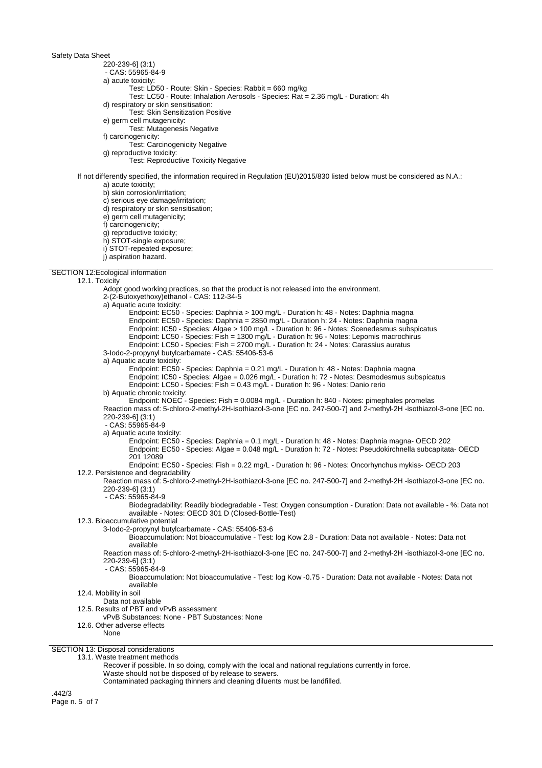220-239-6] (3:1)
- CAS: 55965-84-9

a) acute toxicity:
- Test: LD50 - Route: Skin - Species: Rabbit = 660 mg/kg
- Test: LC50 - Route: Inhalation Aerosols - Species: Rat = 2.36 mg/L - Duration: 4h

d) respiratory or skin sensitisation:
- Test: Skin Sensitization Positive

e) germ cell mutagenicity:
- Test: Mutagenesis Negative

f) carcinogenicity:
- Test: Carcinogenicity Negative

g) reproductive toxicity:
- Test: Reproductive Toxicity Negative

If not differently specified, the information required in Regulation (EU)2015/830 listed below must be considered as N.A.:

a) acute toxicity;
b) skin corrosion/irritation;
c) serious eye damage/irritation;
d) respiratory or skin sensitisation;
e) germ cell mutagenicity;
f) carcinogenicity;
g) reproductive toxicity;
h) STOT-single exposure;
i) STOT-repeated exposure;
j) aspiration hazard.

## SECTION 12:Ecological information

### 12.1. Toxicity

Adopt good working practices, so that the product is not released into the environment.

2-(2-Butoxyethoxy)ethanol - CAS: 112-34-5

a) Aquatic acute toxicity:
- Endpoint: EC50 - Species: Daphnia > 100 mg/L - Duration h: 48 - Notes: Daphnia magna
- Endpoint: EC50 - Species: Daphnia = 2850 mg/L - Duration h: 24 - Notes: Daphnia magna
- Endpoint: IC50 - Species: Algae > 100 mg/L - Duration h: 96 - Notes: Scenedesmus subspicatus
- Endpoint: LC50 - Species: Fish = 1300 mg/L - Duration h: 96 - Notes: Lepomis macrochirus
- Endpoint: LC50 - Species: Fish = 2700 mg/L - Duration h: 24 - Notes: Carassius auratus

3-Iodo-2-propynyl butylcarbamate - CAS: 55406-53-6

a) Aquatic acute toxicity:
- Endpoint: EC50 - Species: Daphnia = 0.21 mg/L - Duration h: 48 - Notes: Daphnia magna
- Endpoint: IC50 - Species: Algae = 0.026 mg/L - Duration h: 72 - Notes: Desmodesmus subspicatus
- Endpoint: LC50 - Species: Fish = 0.43 mg/L - Duration h: 96 - Notes: Danio rerio

b) Aquatic chronic toxicity:
- Endpoint: NOEC - Species: Fish = 0.0084 mg/L - Duration h: 840 - Notes: pimephales promelas

Reaction mass of: 5-chloro-2-methyl-2H-isothiazol-3-one [EC no. 247-500-7] and 2-methyl-2H -isothiazol-3-one [EC no. 220-239-6] (3:1)
- CAS: 55965-84-9

a) Aquatic acute toxicity:
- Endpoint: EC50 - Species: Daphnia = 0.1 mg/L - Duration h: 48 - Notes: Daphnia magna- OECD 202
- Endpoint: EC50 - Species: Algae = 0.048 mg/L - Duration h: 72 - Notes: Pseudokirchnella subcapitata- OECD 201 12089
- Endpoint: EC50 - Species: Fish = 0.22 mg/L - Duration h: 96 - Notes: Oncorhynchus mykiss- OECD 203

### 12.2. Persistence and degradability

Reaction mass of: 5-chloro-2-methyl-2H-isothiazol-3-one [EC no. 247-500-7] and 2-methyl-2H -isothiazol-3-one [EC no. 220-239-6] (3:1)
- CAS: 55965-84-9

Biodegradability: Readily biodegradable - Test: Oxygen consumption - Duration: Data not available - %: Data not available - Notes: OECD 301 D (Closed-Bottle-Test)

### 12.3. Bioaccumulative potential

3-Iodo-2-propynyl butylcarbamate - CAS: 55406-53-6

Bioaccumulation: Not bioaccumulative - Test: log Kow 2.8 - Duration: Data not available - Notes: Data not available

Reaction mass of: 5-chloro-2-methyl-2H-isothiazol-3-one [EC no. 247-500-7] and 2-methyl-2H -isothiazol-3-one [EC no. 220-239-6] (3:1)
- CAS: 55965-84-9

Bioaccumulation: Not bioaccumulative - Test: log Kow -0.75 - Duration: Data not available - Notes: Data not available

### 12.4. Mobility in soil

Data not available

### 12.5. Results of PBT and vPvB assessment

vPvB Substances: None - PBT Substances: None

### 12.6. Other adverse effects

None

## SECTION 13: Disposal considerations

### 13.1. Waste treatment methods

Recover if possible. In so doing, comply with the local and national regulations currently in force.
Waste should not be disposed of by release to sewers.
Contaminated packaging thinners and cleaning diluents must be landfilled.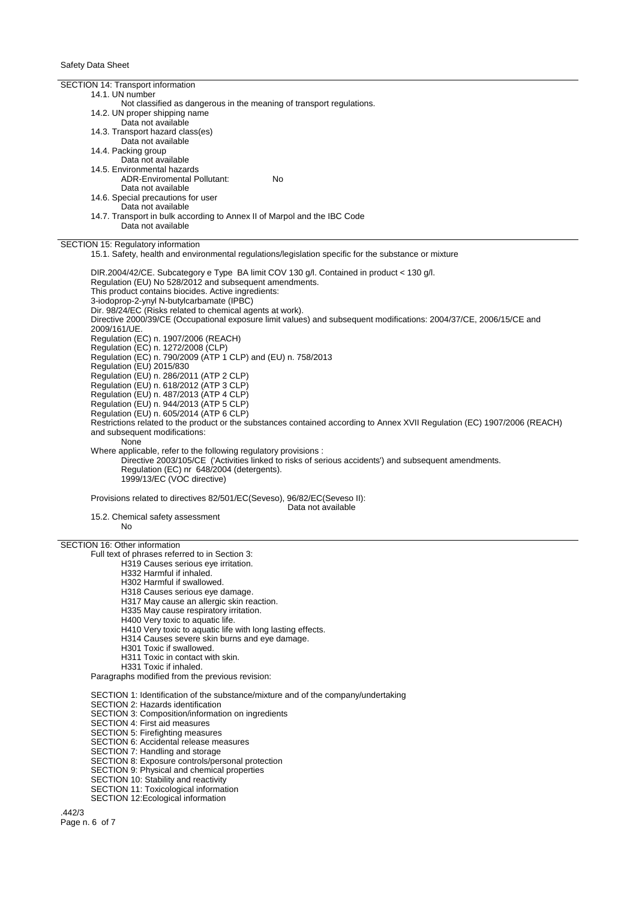## SECTION 14: Transport information

14.1. UN number

Not classified as dangerous in the meaning of transport regulations.

14.2. UN proper shipping name

Data not available

14.3. Transport hazard class(es)

Data not available

14.4. Packing group

Data not available

14.5. Environmental hazards

ADR-Enviromental Pollutant: No

Data not available

14.6. Special precautions for user

Data not available

14.7. Transport in bulk according to Annex II of Marpol and the IBC Code

Data not available

## SECTION 15: Regulatory information

15.1. Safety, health and environmental regulations/legislation specific for the substance or mixture

DIR.2004/42/CE. Subcategory e Type BA limit COV 130 g/l. Contained in product < 130 g/l.
Regulation (EU) No 528/2012 and subsequent amendments.
This product contains biocides. Active ingredients:
3-iodoprop-2-ynyl N-butylcarbamate (IPBC)
Dir. 98/24/EC (Risks related to chemical agents at work).
Directive 2000/39/CE (Occupational exposure limit values) and subsequent modifications: 2004/37/CE, 2006/15/CE and 2009/161/UE.
Regulation (EC) n. 1907/2006 (REACH)
Regulation (EC) n. 1272/2008 (CLP)
Regulation (EC) n. 790/2009 (ATP 1 CLP) and (EU) n. 758/2013
Regulation (EU) 2015/830
Regulation (EU) n. 286/2011 (ATP 2 CLP)
Regulation (EU) n. 618/2012 (ATP 3 CLP)
Regulation (EU) n. 487/2013 (ATP 4 CLP)
Regulation (EU) n. 944/2013 (ATP 5 CLP)
Regulation (EU) n. 605/2014 (ATP 6 CLP)
Restrictions related to the product or the substances contained according to Annex XVII Regulation (EC) 1907/2006 (REACH) and subsequent modifications:

None

Where applicable, refer to the following regulatory provisions :

Directive 2003/105/CE ('Activities linked to risks of serious accidents') and subsequent amendments.
Regulation (EC) nr 648/2004 (detergents).
1999/13/EC (VOC directive)

Provisions related to directives 82/501/EC(Seveso), 96/82/EC(Seveso II):

Data not available

15.2. Chemical safety assessment

No

## SECTION 16: Other information

Full text of phrases referred to in Section 3:

H319 Causes serious eye irritation.
H332 Harmful if inhaled.
H302 Harmful if swallowed.
H318 Causes serious eye damage.
H317 May cause an allergic skin reaction.
H335 May cause respiratory irritation.
H400 Very toxic to aquatic life.
H410 Very toxic to aquatic life with long lasting effects.
H314 Causes severe skin burns and eye damage.
H301 Toxic if swallowed.
H311 Toxic in contact with skin.
H331 Toxic if inhaled.

Paragraphs modified from the previous revision:

SECTION 1: Identification of the substance/mixture and of the company/undertaking
SECTION 2: Hazards identification
SECTION 3: Composition/information on ingredients
SECTION 4: First aid measures
SECTION 5: Firefighting measures
SECTION 6: Accidental release measures
SECTION 7: Handling and storage
SECTION 8: Exposure controls/personal protection
SECTION 9: Physical and chemical properties
SECTION 10: Stability and reactivity
SECTION 11: Toxicological information
SECTION 12:Ecological information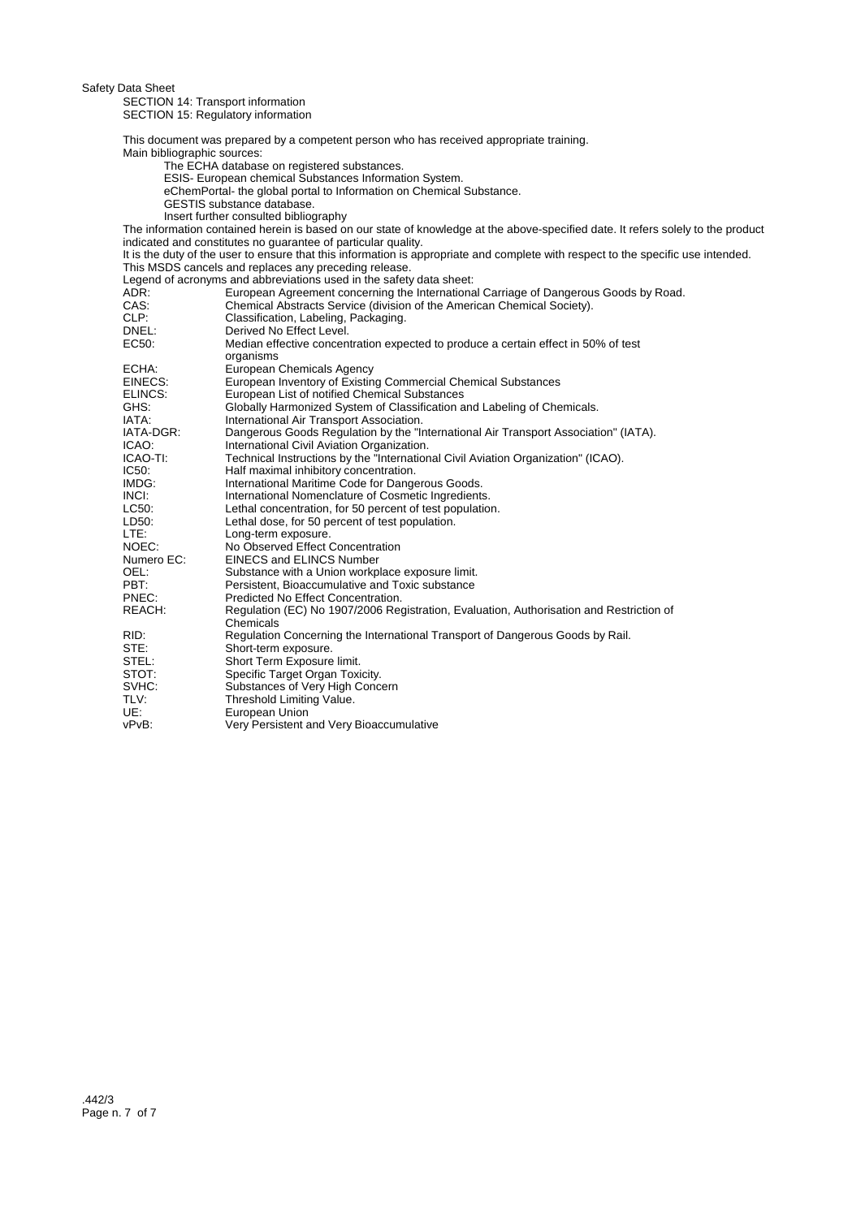Safety Data Sheet

SECTION 14: Transport information

SECTION 15: Regulatory information

This document was prepared by a competent person who has received appropriate training.

Main bibliographic sources:

- The ECHA database on registered substances.
- ESIS- European chemical Substances Information System.
- eChemPortal- the global portal to Information on Chemical Substance.
- GESTIS substance database.
- Insert further consulted bibliography

The information contained herein is based on our state of knowledge at the above-specified date. It refers solely to the product indicated and constitutes no guarantee of particular quality.

It is the duty of the user to ensure that this information is appropriate and complete with respect to the specific use intended.

This MSDS cancels and replaces any preceding release.

Legend of acronyms and abbreviations used in the safety data sheet:

| | |
|---|---|
| ADR: | European Agreement concerning the International Carriage of Dangerous Goods by Road. |
| CAS: | Chemical Abstracts Service (division of the American Chemical Society). |
| CLP: | Classification, Labeling, Packaging. |
| DNEL: | Derived No Effect Level. |
| EC50: | Median effective concentration expected to produce a certain effect in 50% of test organisms |
| ECHA: | European Chemicals Agency |
| EINECS: | European Inventory of Existing Commercial Chemical Substances |
| ELINCS: | European List of notified Chemical Substances |
| GHS: | Globally Harmonized System of Classification and Labeling of Chemicals. |
| IATA: | International Air Transport Association. |
| IATA-DGR: | Dangerous Goods Regulation by the "International Air Transport Association" (IATA). |
| ICAO: | International Civil Aviation Organization. |
| ICAO-TI: | Technical Instructions by the "International Civil Aviation Organization" (ICAO). |
| IC50: | Half maximal inhibitory concentration. |
| IMDG: | International Maritime Code for Dangerous Goods. |
| INCI: | International Nomenclature of Cosmetic Ingredients. |
| LC50: | Lethal concentration, for 50 percent of test population. |
| LD50: | Lethal dose, for 50 percent of test population. |
| LTE: | Long-term exposure. |
| NOEC: | No Observed Effect Concentration |
| Numero EC: | EINECS and ELINCS Number |
| OEL: | Substance with a Union workplace exposure limit. |
| PBT: | Persistent, Bioaccumulative and Toxic substance |
| PNEC: | Predicted No Effect Concentration. |
| REACH: | Regulation (EC) No 1907/2006 Registration, Evaluation, Authorisation and Restriction of Chemicals |
| RID: | Regulation Concerning the International Transport of Dangerous Goods by Rail. |
| STE: | Short-term exposure. |
| STEL: | Short Term Exposure limit. |
| STOT: | Specific Target Organ Toxicity. |
| SVHC: | Substances of Very High Concern |
| TLV: | Threshold Limiting Value. |
| UE: | European Union |
| vPvB: | Very Persistent and Very Bioaccumulative |

.442/3